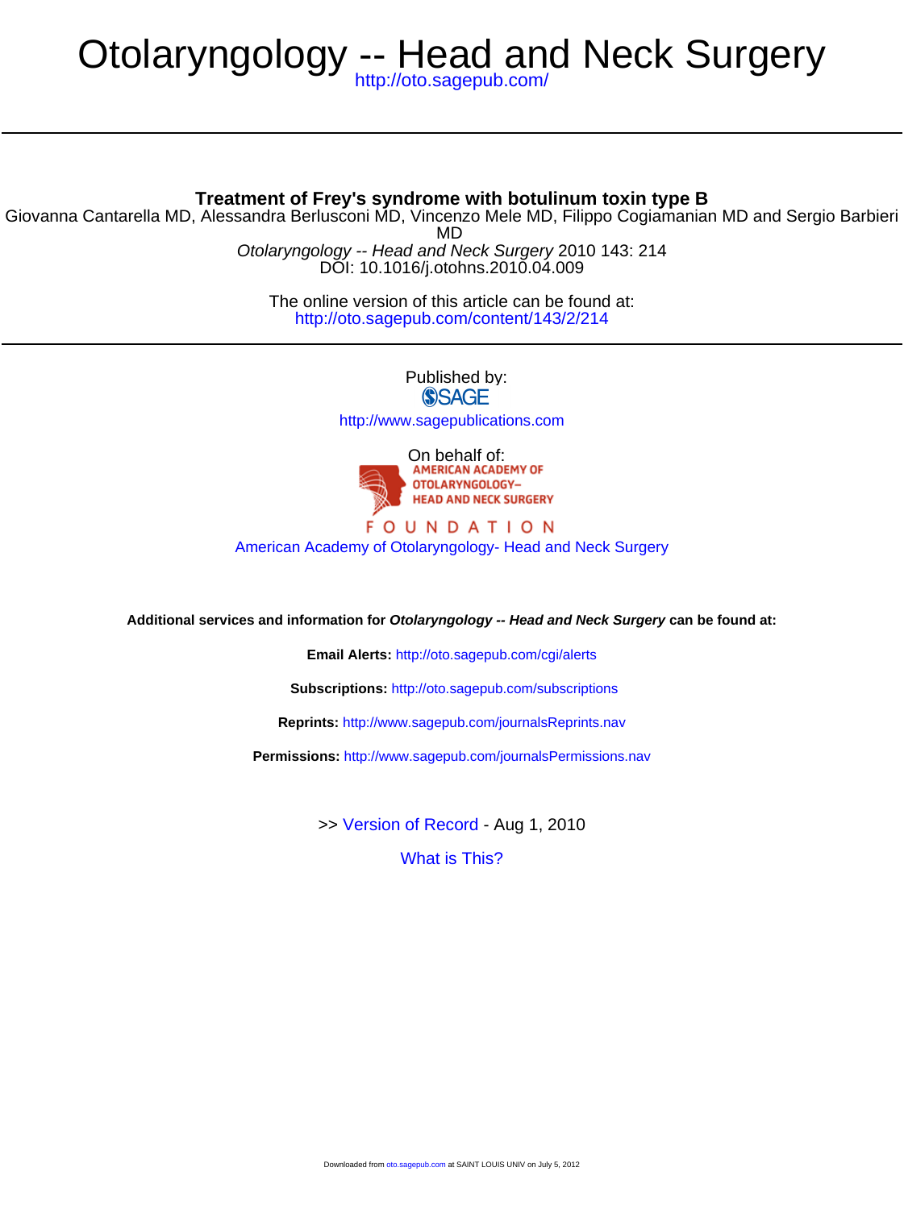# Otolaryngology -- Head and Neck Surgery

http://oto.sagepub.com/

## Treatment of Frey's syndrome with botulinum toxin type B

Giovanna Cantarella MD, Alessandra Berlusconi MD, Vincenzo Mele MD, Filippo Cogiamanian MD and Sergio Barbieri MD

*Otolaryngology -- Head and Neck Surgery* 2010 143: 214
DOI: 10.1016/j.otohns.2010.04.009

The online version of this article can be found at:
http://oto.sagepub.com/content/143/2/214

Published by:
SAGE
http://www.sagepublications.com

On behalf of:
AMERICAN ACADEMY OF OTOLARYNGOLOGY– HEAD AND NECK SURGERY FOUNDATION
American Academy of Otolaryngology- Head and Neck Surgery

**Additional services and information for *Otolaryngology -- Head and Neck Surgery* can be found at:**

**Email Alerts:** http://oto.sagepub.com/cgi/alerts

**Subscriptions:** http://oto.sagepub.com/subscriptions

**Reprints:** http://www.sagepub.com/journalsReprints.nav

**Permissions:** http://www.sagepub.com/journalsPermissions.nav

>> Version of Record - Aug 1, 2010

What is This?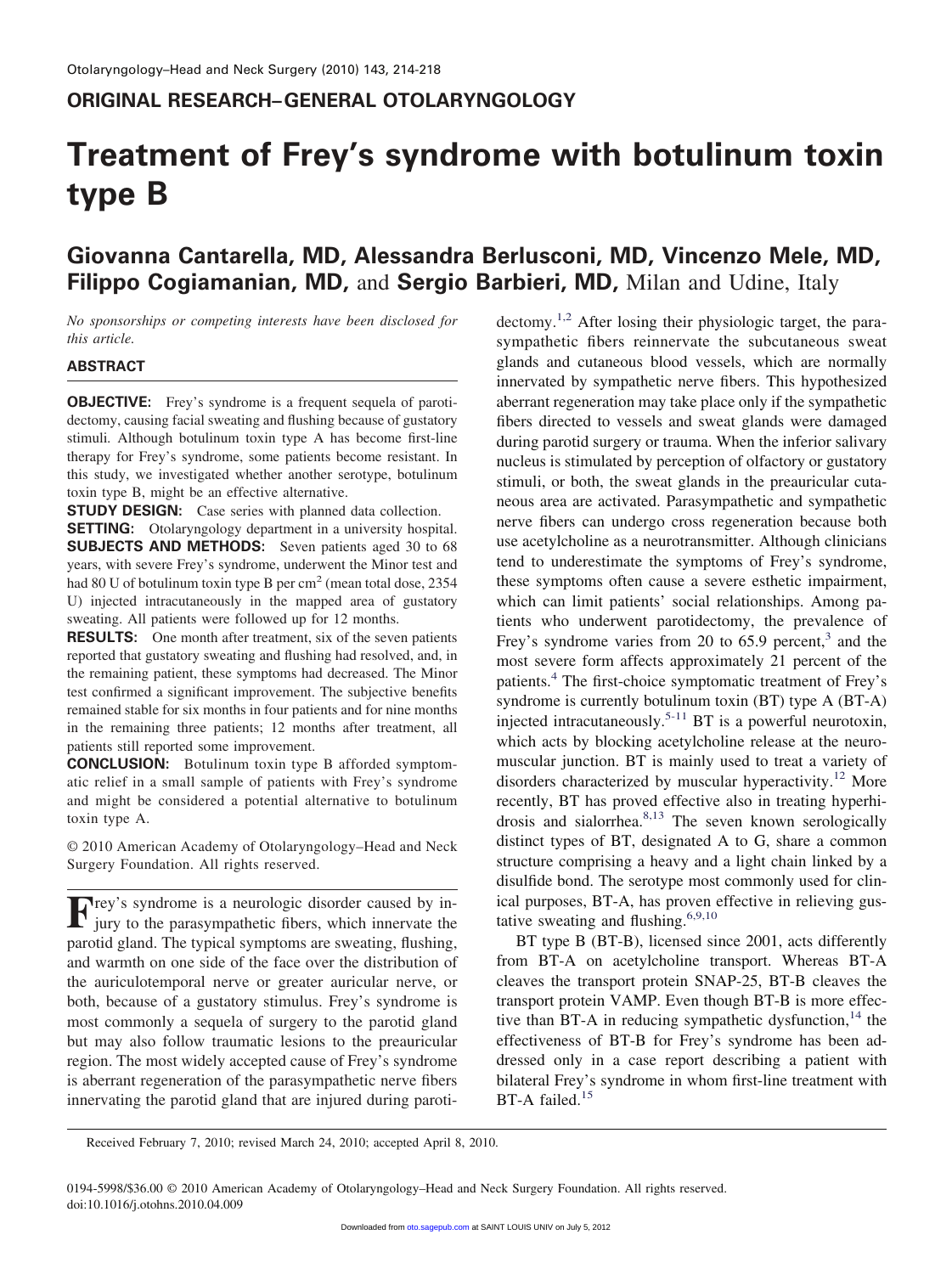# Treatment of Frey's syndrome with botulinum toxin type B

**Giovanna Cantarella, MD, Alessandra Berlusconi, MD, Vincenzo Mele, MD, Filippo Cogiamanian, MD,** and **Sergio Barbieri, MD,** Milan and Udine, Italy

*No sponsorships or competing interests have been disclosed for this article.*

## ABSTRACT

**OBJECTIVE:** Frey's syndrome is a frequent sequela of parotidectomy, causing facial sweating and flushing because of gustatory stimuli. Although botulinum toxin type A has become first-line therapy for Frey's syndrome, some patients become resistant. In this study, we investigated whether another serotype, botulinum toxin type B, might be an effective alternative.

**STUDY DESIGN:** Case series with planned data collection.

**SETTING:** Otolaryngology department in a university hospital.

**SUBJECTS AND METHODS:** Seven patients aged 30 to 68 years, with severe Frey's syndrome, underwent the Minor test and had 80 U of botulinum toxin type B per $cm^2$ (mean total dose, 2354 U) injected intracutaneously in the mapped area of gustatory sweating. All patients were followed up for 12 months.

**RESULTS:** One month after treatment, six of the seven patients reported that gustatory sweating and flushing had resolved, and, in the remaining patient, these symptoms had decreased. The Minor test confirmed a significant improvement. The subjective benefits remained stable for six months in four patients and for nine months in the remaining three patients; 12 months after treatment, all patients still reported some improvement.

**CONCLUSION:** Botulinum toxin type B afforded symptomatic relief in a small sample of patients with Frey's syndrome and might be considered a potential alternative to botulinum toxin type A.

© 2010 American Academy of Otolaryngology–Head and Neck Surgery Foundation. All rights reserved.

Frey's syndrome is a neurologic disorder caused by injury to the parasympathetic fibers, which innervate the parotid gland. The typical symptoms are sweating, flushing, and warmth on one side of the face over the distribution of the auriculotemporal nerve or greater auricular nerve, or both, because of a gustatory stimulus. Frey's syndrome is most commonly a sequela of surgery to the parotid gland but may also follow traumatic lesions to the preauricular region. The most widely accepted cause of Frey's syndrome is aberrant regeneration of the parasympathetic nerve fibers innervating the parotid gland that are injured during parotidectomy.[1,2] After losing their physiologic target, the parasympathetic fibers reinnervate the subcutaneous sweat glands and cutaneous blood vessels, which are normally innervated by sympathetic nerve fibers. This hypothesized aberrant regeneration may take place only if the sympathetic fibers directed to vessels and sweat glands were damaged during parotid surgery or trauma. When the inferior salivary nucleus is stimulated by perception of olfactory or gustatory stimuli, or both, the sweat glands in the preauricular cutaneous area are activated. Parasympathetic and sympathetic nerve fibers can undergo cross regeneration because both use acetylcholine as a neurotransmitter. Although clinicians tend to underestimate the symptoms of Frey's syndrome, these symptoms often cause a severe esthetic impairment, which can limit patients' social relationships. Among patients who underwent parotidectomy, the prevalence of Frey's syndrome varies from 20 to 65.9 percent,[3] and the most severe form affects approximately 21 percent of the patients.[4] The first-choice symptomatic treatment of Frey's syndrome is currently botulinum toxin (BT) type A (BT-A) injected intracutaneously.[5-11] BT is a powerful neurotoxin, which acts by blocking acetylcholine release at the neuromuscular junction. BT is mainly used to treat a variety of disorders characterized by muscular hyperactivity.[12] More recently, BT has proved effective also in treating hyperhidrosis and sialorrhea.[8,13] The seven known serologically distinct types of BT, designated A to G, share a common structure comprising a heavy and a light chain linked by a disulfide bond. The serotype most commonly used for clinical purposes, BT-A, has proven effective in relieving gustative sweating and flushing.[6,9,10]

BT type B (BT-B), licensed since 2001, acts differently from BT-A on acetylcholine transport. Whereas BT-A cleaves the transport protein SNAP-25, BT-B cleaves the transport protein VAMP. Even though BT-B is more effective than BT-A in reducing sympathetic dysfunction,[14] the effectiveness of BT-B for Frey's syndrome has been addressed only in a case report describing a patient with bilateral Frey's syndrome in whom first-line treatment with BT-A failed.[15]

Received February 7, 2010; revised March 24, 2010; accepted April 8, 2010.

0194-5998/$36.00 © 2010 American Academy of Otolaryngology–Head and Neck Surgery Foundation. All rights reserved.
doi:10.1016/j.otohns.2010.04.009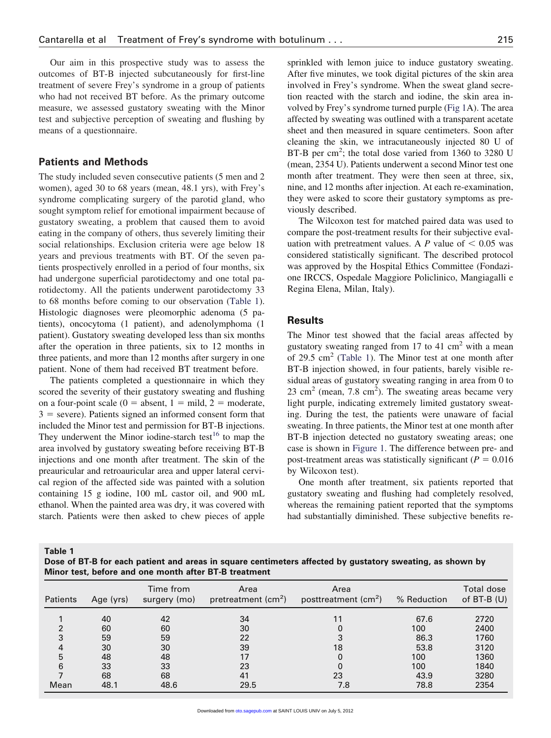Our aim in this prospective study was to assess the outcomes of BT-B injected subcutaneously for first-line treatment of severe Frey's syndrome in a group of patients who had not received BT before. As the primary outcome measure, we assessed gustatory sweating with the Minor test and subjective perception of sweating and flushing by means of a questionnaire.

## Patients and Methods

The study included seven consecutive patients (5 men and 2 women), aged 30 to 68 years (mean, 48.1 yrs), with Frey's syndrome complicating surgery of the parotid gland, who sought symptom relief for emotional impairment because of gustatory sweating, a problem that caused them to avoid eating in the company of others, thus severely limiting their social relationships. Exclusion criteria were age below 18 years and previous treatments with BT. Of the seven patients prospectively enrolled in a period of four months, six had undergone superficial parotidectomy and one total parotidectomy. All the patients underwent parotidectomy 33 to 68 months before coming to our observation (Table 1). Histologic diagnoses were pleomorphic adenoma (5 patients), oncocytoma (1 patient), and adenolymphoma (1 patient). Gustatory sweating developed less than six months after the operation in three patients, six to 12 months in three patients, and more than 12 months after surgery in one patient. None of them had received BT treatment before.

The patients completed a questionnaire in which they scored the severity of their gustatory sweating and flushing on a four-point scale (0 = absent, 1 = mild, 2 = moderate, 3 = severe). Patients signed an informed consent form that included the Minor test and permission for BT-B injections. They underwent the Minor iodine-starch test[16] to map the area involved by gustatory sweating before receiving BT-B injections and one month after treatment. The skin of the preauricular and retroauricular area and upper lateral cervical region of the affected side was painted with a solution containing 15 g iodine, 100 mL castor oil, and 900 mL ethanol. When the painted area was dry, it was covered with starch. Patients were then asked to chew pieces of apple sprinkled with lemon juice to induce gustatory sweating. After five minutes, we took digital pictures of the skin area involved in Frey's syndrome. When the sweat gland secretion reacted with the starch and iodine, the skin area involved by Frey's syndrome turned purple (Fig 1A). The area affected by sweating was outlined with a transparent acetate sheet and then measured in square centimeters. Soon after cleaning the skin, we intracutaneously injected 80 U of BT-B per $cm^2$; the total dose varied from 1360 to 3280 U (mean, 2354 U). Patients underwent a second Minor test one month after treatment. They were then seen at three, six, nine, and 12 months after injection. At each re-examination, they were asked to score their gustatory symptoms as previously described.

The Wilcoxon test for matched paired data was used to compare the post-treatment results for their subjective evaluation with pretreatment values. A $P$ value of $< 0.05$ was considered statistically significant. The described protocol was approved by the Hospital Ethics Committee (Fondazione IRCCS, Ospedale Maggiore Policlinico, Mangiagalli e Regina Elena, Milan, Italy).

## Results

The Minor test showed that the facial areas affected by gustatory sweating ranged from 17 to 41 $cm^2$ with a mean of 29.5 $cm^2$ (Table 1). The Minor test at one month after BT-B injection showed, in four patients, barely visible residual areas of gustatory sweating ranging in area from 0 to 23 $cm^2$ (mean, 7.8 $cm^2$). The sweating areas became very light purple, indicating extremely limited gustatory sweating. During the test, the patients were unaware of facial sweating. In three patients, the Minor test at one month after BT-B injection detected no gustatory sweating areas; one case is shown in Figure 1. The difference between pre- and post-treatment areas was statistically significant ($P = 0.016$ by Wilcoxon test).

One month after treatment, six patients reported that gustatory sweating and flushing had completely resolved, whereas the remaining patient reported that the symptoms had substantially diminished. These subjective benefits re-

**Table 1**
**Dose of BT-B for each patient and areas in square centimeters affected by gustatory sweating, as shown by Minor test, before and one month after BT-B treatment**

| Patients | Age (yrs) | Time from surgery (mo) | Area pretreatment ($cm^2$) | Area posttreatment ($cm^2$) | % Reduction | Total dose of BT-B (U) |
|---|---|---|---|---|---|---|
| 1 | 40 | 42 | 34 | 11 | 67.6 | 2720 |
| 2 | 60 | 60 | 30 | 0 | 100 | 2400 |
| 3 | 59 | 59 | 22 | 3 | 86.3 | 1760 |
| 4 | 30 | 30 | 39 | 18 | 53.8 | 3120 |
| 5 | 48 | 48 | 17 | 0 | 100 | 1360 |
| 6 | 33 | 33 | 23 | 0 | 100 | 1840 |
| 7 | 68 | 68 | 41 | 23 | 43.9 | 3280 |
| Mean | 48.1 | 48.6 | 29.5 | 7.8 | 78.8 | 2354 |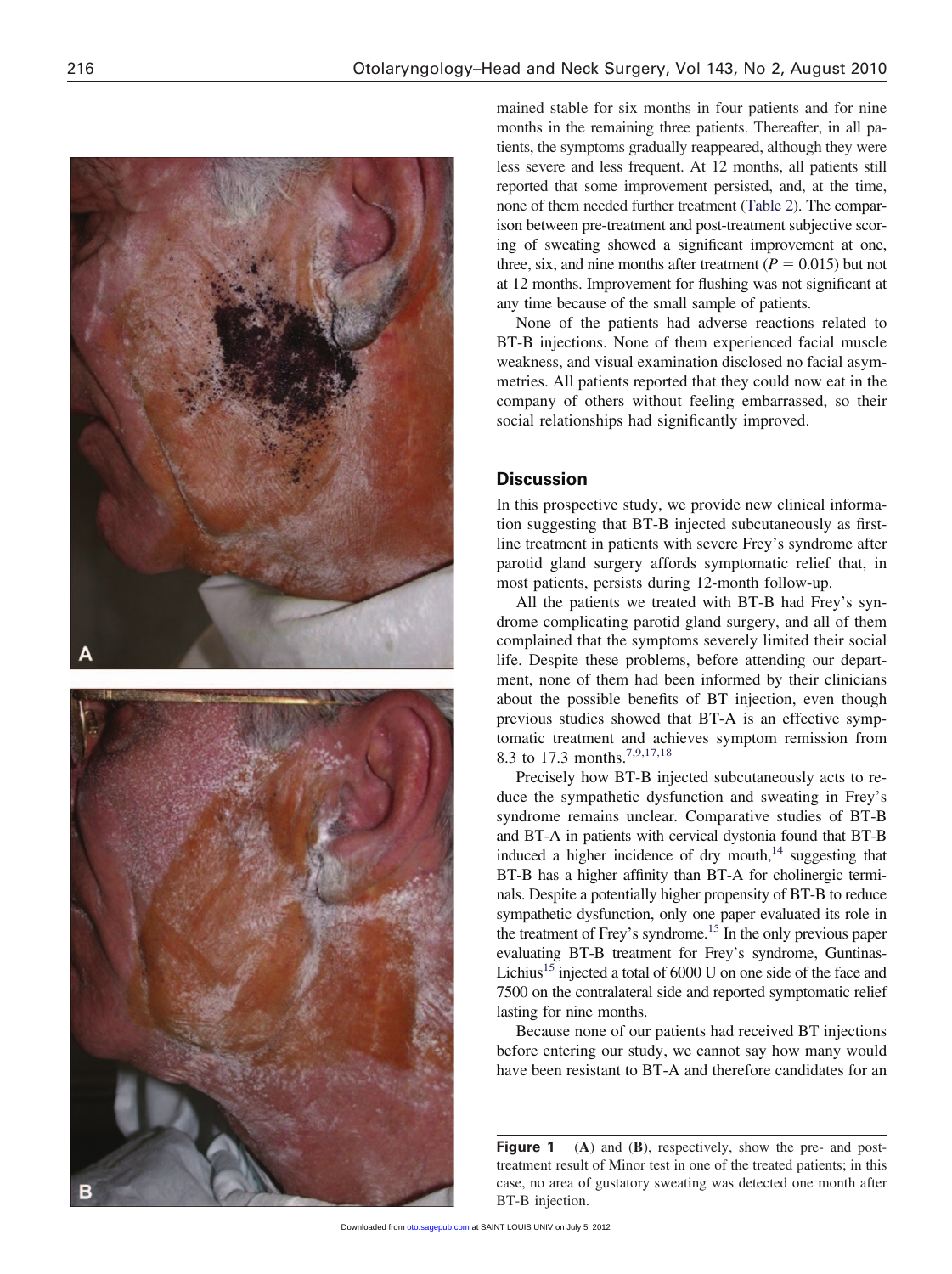mained stable for six months in four patients and for nine months in the remaining three patients. Thereafter, in all patients, the symptoms gradually reappeared, although they were less severe and less frequent. At 12 months, all patients still reported that some improvement persisted, and, at the time, none of them needed further treatment (Table 2). The comparison between pre-treatment and post-treatment subjective scoring of sweating showed a significant improvement at one, three, six, and nine months after treatment ($P = 0.015$) but not at 12 months. Improvement for flushing was not significant at any time because of the small sample of patients.

None of the patients had adverse reactions related to BT-B injections. None of them experienced facial muscle weakness, and visual examination disclosed no facial asymmetries. All patients reported that they could now eat in the company of others without feeling embarrassed, so their social relationships had significantly improved.

## Discussion

In this prospective study, we provide new clinical information suggesting that BT-B injected subcutaneously as first-line treatment in patients with severe Frey's syndrome after parotid gland surgery affords symptomatic relief that, in most patients, persists during 12-month follow-up.

All the patients we treated with BT-B had Frey's syndrome complicating parotid gland surgery, and all of them complained that the symptoms severely limited their social life. Despite these problems, before attending our department, none of them had been informed by their clinicians about the possible benefits of BT injection, even though previous studies showed that BT-A is an effective symptomatic treatment and achieves symptom remission from 8.3 to 17.3 months.[7,9,17,18]

Precisely how BT-B injected subcutaneously acts to reduce the sympathetic dysfunction and sweating in Frey's syndrome remains unclear. Comparative studies of BT-B and BT-A in patients with cervical dystonia found that BT-B induced a higher incidence of dry mouth,[14] suggesting that BT-B has a higher affinity than BT-A for cholinergic terminals. Despite a potentially higher propensity of BT-B to reduce sympathetic dysfunction, only one paper evaluated its role in the treatment of Frey's syndrome.[15] In the only previous paper evaluating BT-B treatment for Frey's syndrome, Guntinas-Lichius[15] injected a total of 6000 U on one side of the face and 7500 on the contralateral side and reported symptomatic relief lasting for nine months.

Because none of our patients had received BT injections before entering our study, we cannot say how many would have been resistant to BT-A and therefore candidates for an

**Figure 1** (**A**) and (**B**), respectively, show the pre- and post-treatment result of Minor test in one of the treated patients; in this case, no area of gustatory sweating was detected one month after BT-B injection.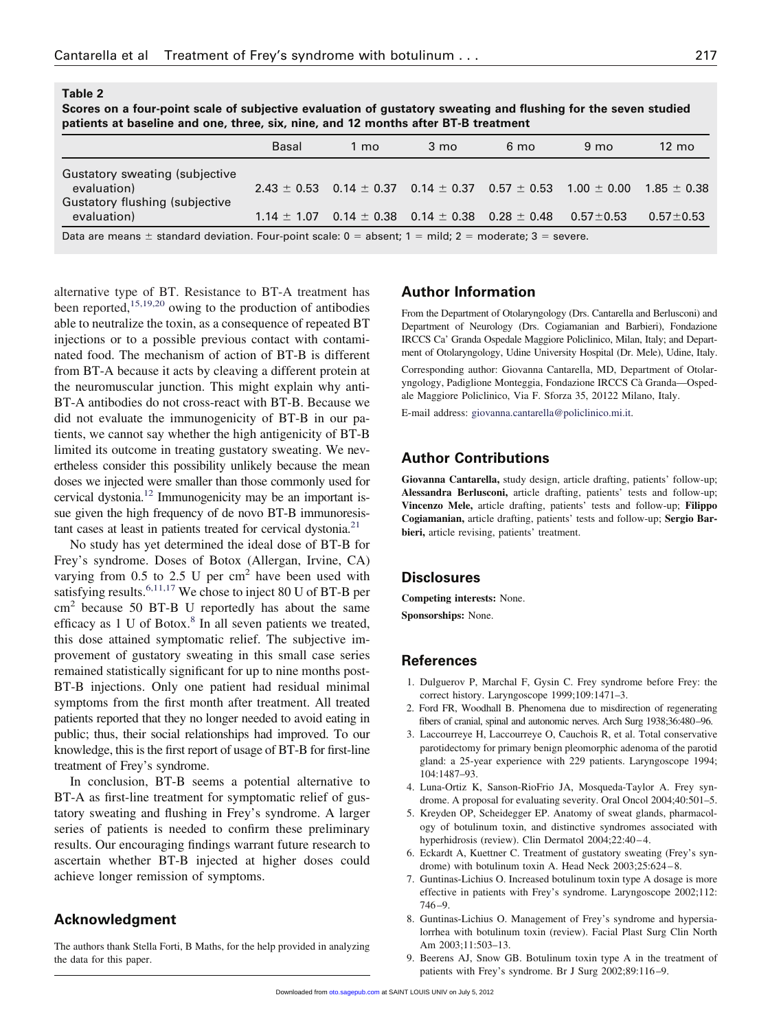**Table 2**

**Scores on a four-point scale of subjective evaluation of gustatory sweating and flushing for the seven studied patients at baseline and one, three, six, nine, and 12 months after BT-B treatment**

| | Basal | 1 mo | 3 mo | 6 mo | 9 mo | 12 mo |
|---|---|---|---|---|---|---|
| Gustatory sweating (subjective evaluation) | 2.43 ± 0.53 | 0.14 ± 0.37 | 0.14 ± 0.37 | 0.57 ± 0.53 | 1.00 ± 0.00 | 1.85 ± 0.38 |
| Gustatory flushing (subjective evaluation) | 1.14 ± 1.07 | 0.14 ± 0.38 | 0.14 ± 0.38 | 0.28 ± 0.48 | 0.57±0.53 | 0.57±0.53 |

Data are means ± standard deviation. Four-point scale: 0 = absent; 1 = mild; 2 = moderate; 3 = severe.

alternative type of BT. Resistance to BT-A treatment has been reported,[15,19,20] owing to the production of antibodies able to neutralize the toxin, as a consequence of repeated BT injections or to a possible previous contact with contaminated food. The mechanism of action of BT-B is different from BT-A because it acts by cleaving a different protein at the neuromuscular junction. This might explain why anti-BT-A antibodies do not cross-react with BT-B. Because we did not evaluate the immunogenicity of BT-B in our patients, we cannot say whether the high antigenicity of BT-B limited its outcome in treating gustatory sweating. We nevertheless consider this possibility unlikely because the mean doses we injected were smaller than those commonly used for cervical dystonia.[12] Immunogenicity may be an important issue given the high frequency of de novo BT-B immunoresistant cases at least in patients treated for cervical dystonia.[21]

No study has yet determined the ideal dose of BT-B for Frey's syndrome. Doses of Botox (Allergan, Irvine, CA) varying from 0.5 to 2.5 U per cm$^2$ have been used with satisfying results.[6,11,17] We chose to inject 80 U of BT-B per cm$^2$ because 50 BT-B U reportedly has about the same efficacy as 1 U of Botox.[8] In all seven patients we treated, this dose attained symptomatic relief. The subjective improvement of gustatory sweating in this small case series remained statistically significant for up to nine months post-BT-B injections. Only one patient had residual minimal symptoms from the first month after treatment. All treated patients reported that they no longer needed to avoid eating in public; thus, their social relationships had improved. To our knowledge, this is the first report of usage of BT-B for first-line treatment of Frey's syndrome.

In conclusion, BT-B seems a potential alternative to BT-A as first-line treatment for symptomatic relief of gustatory sweating and flushing in Frey's syndrome. A larger series of patients is needed to confirm these preliminary results. Our encouraging findings warrant future research to ascertain whether BT-B injected at higher doses could achieve longer remission of symptoms.

## Acknowledgment

The authors thank Stella Forti, B Maths, for the help provided in analyzing the data for this paper.

## Author Information

From the Department of Otolaryngology (Drs. Cantarella and Berlusconi) and Department of Neurology (Drs. Cogiamanian and Barbieri), Fondazione IRCCS Ca' Granda Ospedale Maggiore Policlinico, Milan, Italy; and Department of Otolaryngology, Udine University Hospital (Dr. Mele), Udine, Italy.

Corresponding author: Giovanna Cantarella, MD, Department of Otolaryngology, Padiglione Monteggia, Fondazione IRCCS Cà Granda—Ospedale Maggiore Policlinico, Via F. Sforza 35, 20122 Milano, Italy.

E-mail address: giovanna.cantarella@policlinico.mi.it.

## Author Contributions

**Giovanna Cantarella,** study design, article drafting, patients' follow-up; **Alessandra Berlusconi,** article drafting, patients' tests and follow-up; **Vincenzo Mele,** article drafting, patients' tests and follow-up; **Filippo Cogiamanian,** article drafting, patients' tests and follow-up; **Sergio Barbieri,** article revising, patients' treatment.

## Disclosures

**Competing interests:** None.

**Sponsorships:** None.

## References

1. Dulguerov P, Marchal F, Gysin C. Frey syndrome before Frey: the correct history. Laryngoscope 1999;109:1471–3.
2. Ford FR, Woodhall B. Phenomena due to misdirection of regenerating fibers of cranial, spinal and autonomic nerves. Arch Surg 1938;36:480–96.
3. Laccourreye H, Laccourreye O, Cauchois R, et al. Total conservative parotidectomy for primary benign pleomorphic adenoma of the parotid gland: a 25-year experience with 229 patients. Laryngoscope 1994; 104:1487–93.
4. Luna-Ortiz K, Sanson-RioFrio JA, Mosqueda-Taylor A. Frey syndrome. A proposal for evaluating severity. Oral Oncol 2004;40:501–5.
5. Kreyden OP, Scheidegger EP. Anatomy of sweat glands, pharmacology of botulinum toxin, and distinctive syndromes associated with hyperhidrosis (review). Clin Dermatol 2004;22:40–4.
6. Eckardt A, Kuettner C. Treatment of gustatory sweating (Frey's syndrome) with botulinum toxin A. Head Neck 2003;25:624–8.
7. Guntinas-Lichius O. Increased botulinum toxin type A dosage is more effective in patients with Frey's syndrome. Laryngoscope 2002;112: 746–9.
8. Guntinas-Lichius O. Management of Frey's syndrome and hypersialorrhea with botulinum toxin (review). Facial Plast Surg Clin North Am 2003;11:503–13.
9. Beerens AJ, Snow GB. Botulinum toxin type A in the treatment of patients with Frey's syndrome. Br J Surg 2002;89:116–9.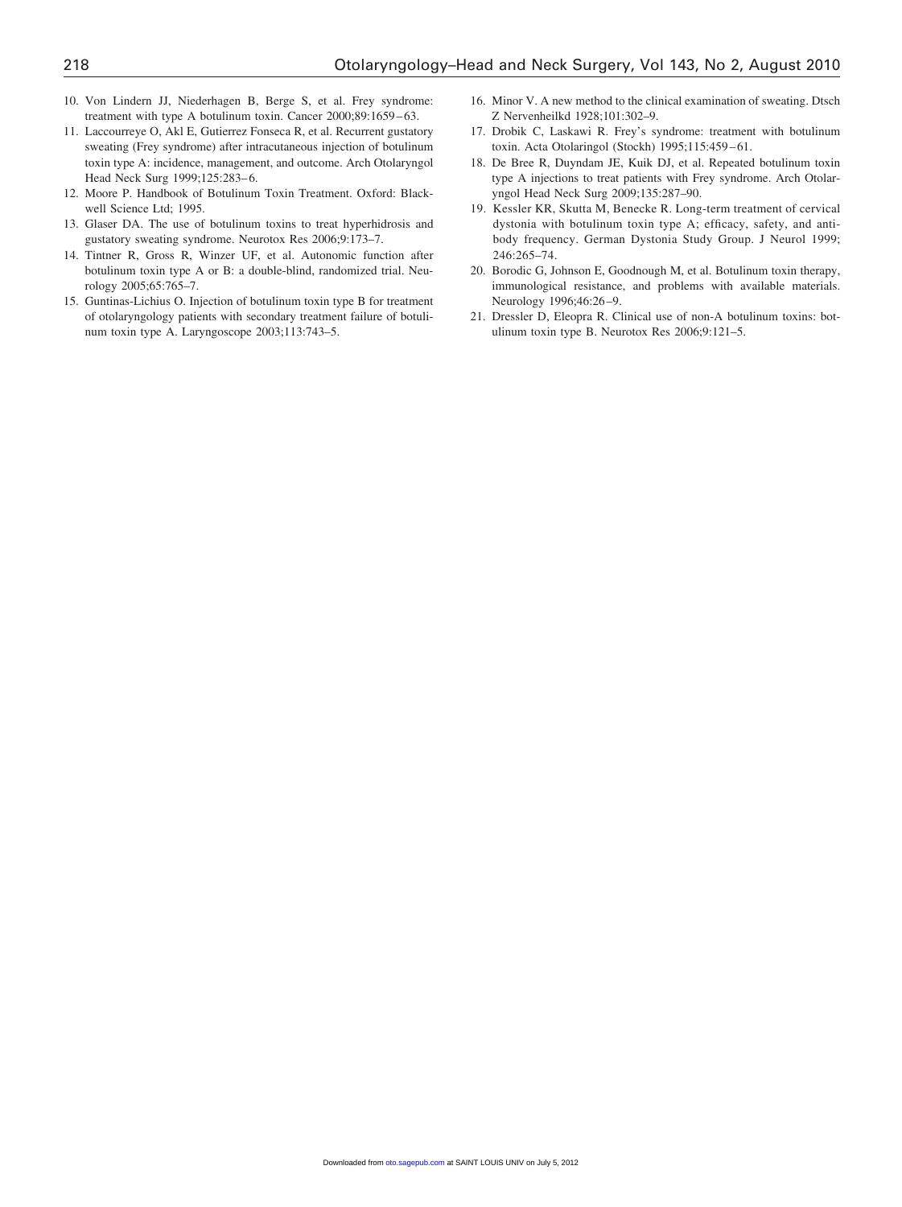10. Von Lindern JJ, Niederhagen B, Berge S, et al. Frey syndrome: treatment with type A botulinum toxin. Cancer 2000;89:1659–63.
11. Laccourreye O, Akl E, Gutierrez Fonseca R, et al. Recurrent gustatory sweating (Frey syndrome) after intracutaneous injection of botulinum toxin type A: incidence, management, and outcome. Arch Otolaryngol Head Neck Surg 1999;125:283–6.
12. Moore P. Handbook of Botulinum Toxin Treatment. Oxford: Blackwell Science Ltd; 1995.
13. Glaser DA. The use of botulinum toxins to treat hyperhidrosis and gustatory sweating syndrome. Neurotox Res 2006;9:173–7.
14. Tintner R, Gross R, Winzer UF, et al. Autonomic function after botulinum toxin type A or B: a double-blind, randomized trial. Neurology 2005;65:765–7.
15. Guntinas-Lichius O. Injection of botulinum toxin type B for treatment of otolaryngology patients with secondary treatment failure of botulinum toxin type A. Laryngoscope 2003;113:743–5.
16. Minor V. A new method to the clinical examination of sweating. Dtsch Z Nervenheilkd 1928;101:302–9.
17. Drobik C, Laskawi R. Frey's syndrome: treatment with botulinum toxin. Acta Otolaringol (Stockh) 1995;115:459–61.
18. De Bree R, Duyndam JE, Kuik DJ, et al. Repeated botulinum toxin type A injections to treat patients with Frey syndrome. Arch Otolaryngol Head Neck Surg 2009;135:287–90.
19. Kessler KR, Skutta M, Benecke R. Long-term treatment of cervical dystonia with botulinum toxin type A; efficacy, safety, and antibody frequency. German Dystonia Study Group. J Neurol 1999; 246:265–74.
20. Borodic G, Johnson E, Goodnough M, et al. Botulinum toxin therapy, immunological resistance, and problems with available materials. Neurology 1996;46:26–9.
21. Dressler D, Eleopra R. Clinical use of non-A botulinum toxins: botulinum toxin type B. Neurotox Res 2006;9:121–5.